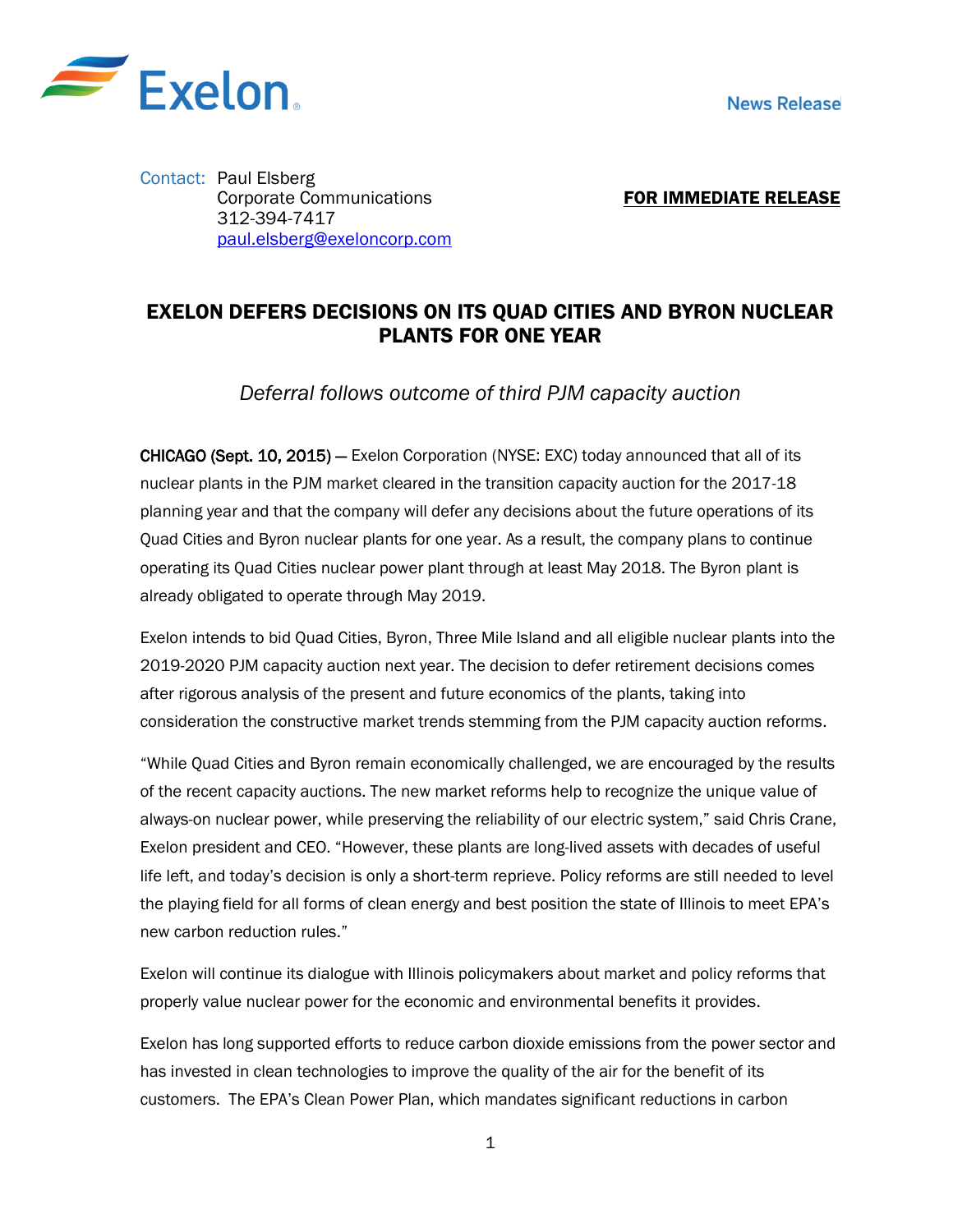Exelon

News Release

Contact: Paul Elsberg
Corporate Communications
312-394-7417
paul.elsberg@exeloncorp.com

**FOR IMMEDIATE RELEASE**

# EXELON DEFERS DECISIONS ON ITS QUAD CITIES AND BYRON NUCLEAR PLANTS FOR ONE YEAR

*Deferral follows outcome of third PJM capacity auction*

**CHICAGO (Sept. 10, 2015)** — Exelon Corporation (NYSE: EXC) today announced that all of its nuclear plants in the PJM market cleared in the transition capacity auction for the 2017-18 planning year and that the company will defer any decisions about the future operations of its Quad Cities and Byron nuclear plants for one year. As a result, the company plans to continue operating its Quad Cities nuclear power plant through at least May 2018. The Byron plant is already obligated to operate through May 2019.

Exelon intends to bid Quad Cities, Byron, Three Mile Island and all eligible nuclear plants into the 2019-2020 PJM capacity auction next year. The decision to defer retirement decisions comes after rigorous analysis of the present and future economics of the plants, taking into consideration the constructive market trends stemming from the PJM capacity auction reforms.

"While Quad Cities and Byron remain economically challenged, we are encouraged by the results of the recent capacity auctions. The new market reforms help to recognize the unique value of always-on nuclear power, while preserving the reliability of our electric system," said Chris Crane, Exelon president and CEO. "However, these plants are long-lived assets with decades of useful life left, and today's decision is only a short-term reprieve. Policy reforms are still needed to level the playing field for all forms of clean energy and best position the state of Illinois to meet EPA's new carbon reduction rules."

Exelon will continue its dialogue with Illinois policymakers about market and policy reforms that properly value nuclear power for the economic and environmental benefits it provides.

Exelon has long supported efforts to reduce carbon dioxide emissions from the power sector and has invested in clean technologies to improve the quality of the air for the benefit of its customers. The EPA's Clean Power Plan, which mandates significant reductions in carbon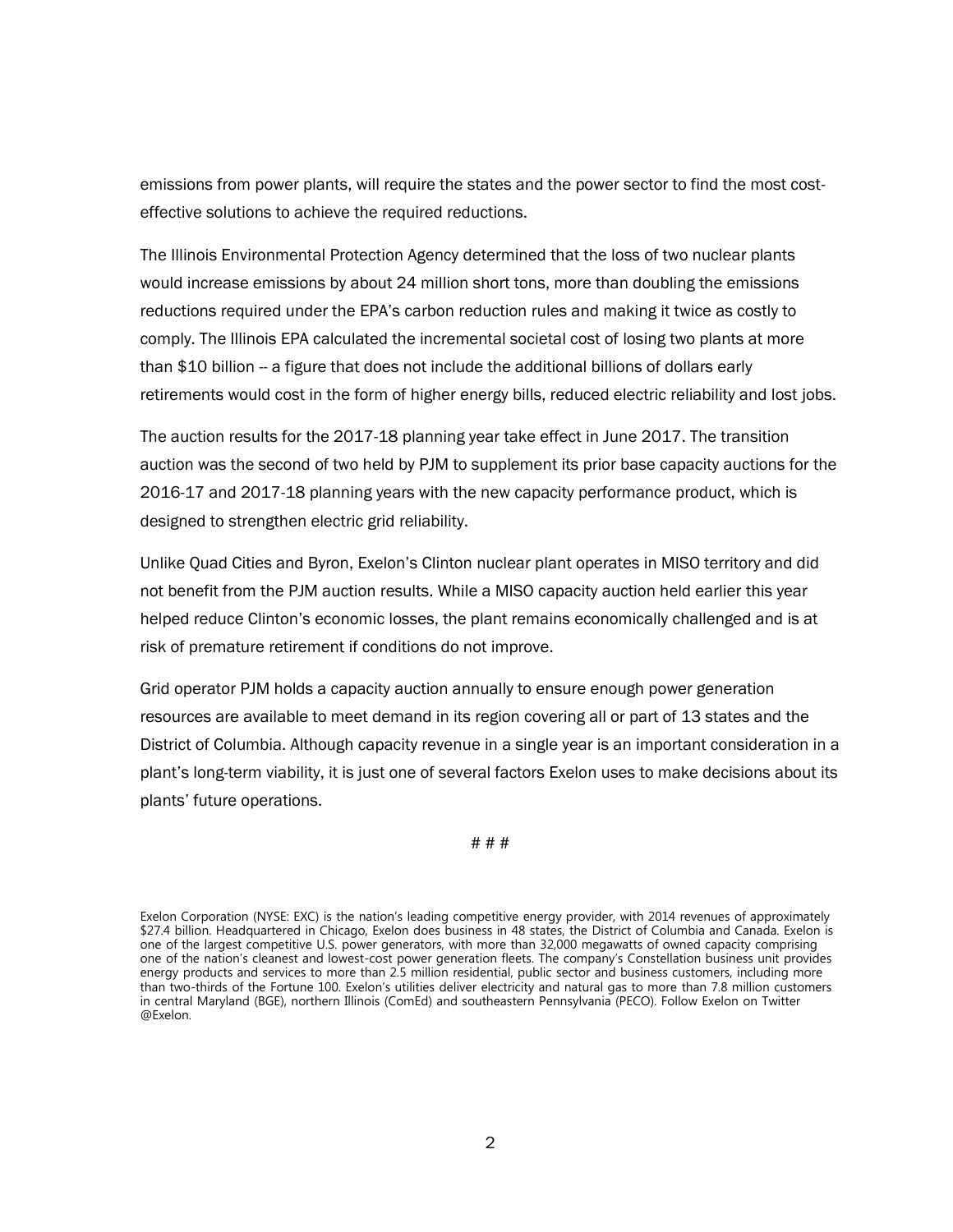emissions from power plants, will require the states and the power sector to find the most cost-effective solutions to achieve the required reductions.

The Illinois Environmental Protection Agency determined that the loss of two nuclear plants would increase emissions by about 24 million short tons, more than doubling the emissions reductions required under the EPA's carbon reduction rules and making it twice as costly to comply. The Illinois EPA calculated the incremental societal cost of losing two plants at more than $10 billion -- a figure that does not include the additional billions of dollars early retirements would cost in the form of higher energy bills, reduced electric reliability and lost jobs.

The auction results for the 2017-18 planning year take effect in June 2017. The transition auction was the second of two held by PJM to supplement its prior base capacity auctions for the 2016-17 and 2017-18 planning years with the new capacity performance product, which is designed to strengthen electric grid reliability.

Unlike Quad Cities and Byron, Exelon's Clinton nuclear plant operates in MISO territory and did not benefit from the PJM auction results. While a MISO capacity auction held earlier this year helped reduce Clinton's economic losses, the plant remains economically challenged and is at risk of premature retirement if conditions do not improve.

Grid operator PJM holds a capacity auction annually to ensure enough power generation resources are available to meet demand in its region covering all or part of 13 states and the District of Columbia. Although capacity revenue in a single year is an important consideration in a plant's long-term viability, it is just one of several factors Exelon uses to make decisions about its plants' future operations.

# # #

Exelon Corporation (NYSE: EXC) is the nation's leading competitive energy provider, with 2014 revenues of approximately $27.4 billion. Headquartered in Chicago, Exelon does business in 48 states, the District of Columbia and Canada. Exelon is one of the largest competitive U.S. power generators, with more than 32,000 megawatts of owned capacity comprising one of the nation's cleanest and lowest-cost power generation fleets. The company's Constellation business unit provides energy products and services to more than 2.5 million residential, public sector and business customers, including more than two-thirds of the Fortune 100. Exelon's utilities deliver electricity and natural gas to more than 7.8 million customers in central Maryland (BGE), northern Illinois (ComEd) and southeastern Pennsylvania (PECO). Follow Exelon on Twitter @Exelon.